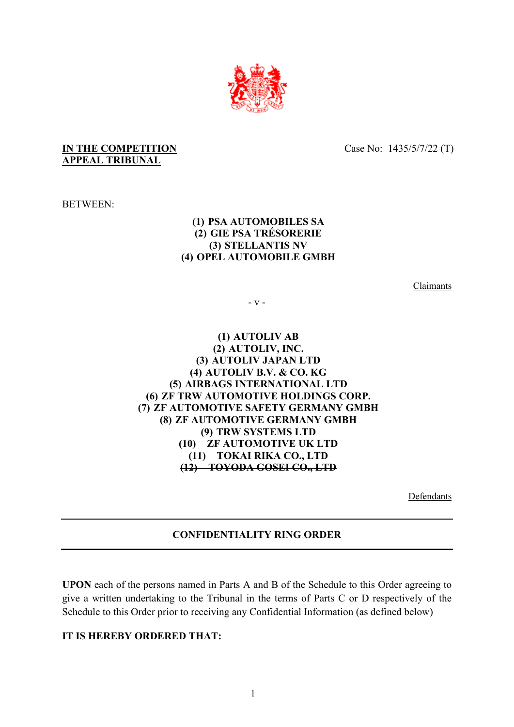**IN THE COMPETITION APPEAL TRIBUNAL**

Case No: 1435/5/7/22 (T)

BETWEEN:

**(1) PSA AUTOMOBILES SA**
**(2) GIE PSA TRÉSORERIE**
**(3) STELLANTIS NV**
**(4) OPEL AUTOMOBILE GMBH**

Claimants

\- v -

**(1) AUTOLIV AB**
**(2) AUTOLIV, INC.**
**(3) AUTOLIV JAPAN LTD**
**(4) AUTOLIV B.V. & CO. KG**
**(5) AIRBAGS INTERNATIONAL LTD**
**(6) ZF TRW AUTOMOTIVE HOLDINGS CORP.**
**(7) ZF AUTOMOTIVE SAFETY GERMANY GMBH**
**(8) ZF AUTOMOTIVE GERMANY GMBH**
**(9) TRW SYSTEMS LTD**
**(10) ZF AUTOMOTIVE UK LTD**
**(11) TOKAI RIKA CO., LTD**
~~**(12) TOYODA GOSEI CO., LTD**~~

Defendants

---

**CONFIDENTIALITY RING ORDER**

---

**UPON** each of the persons named in Parts A and B of the Schedule to this Order agreeing to give a written undertaking to the Tribunal in the terms of Parts C or D respectively of the Schedule to this Order prior to receiving any Confidential Information (as defined below)

**IT IS HEREBY ORDERED THAT:**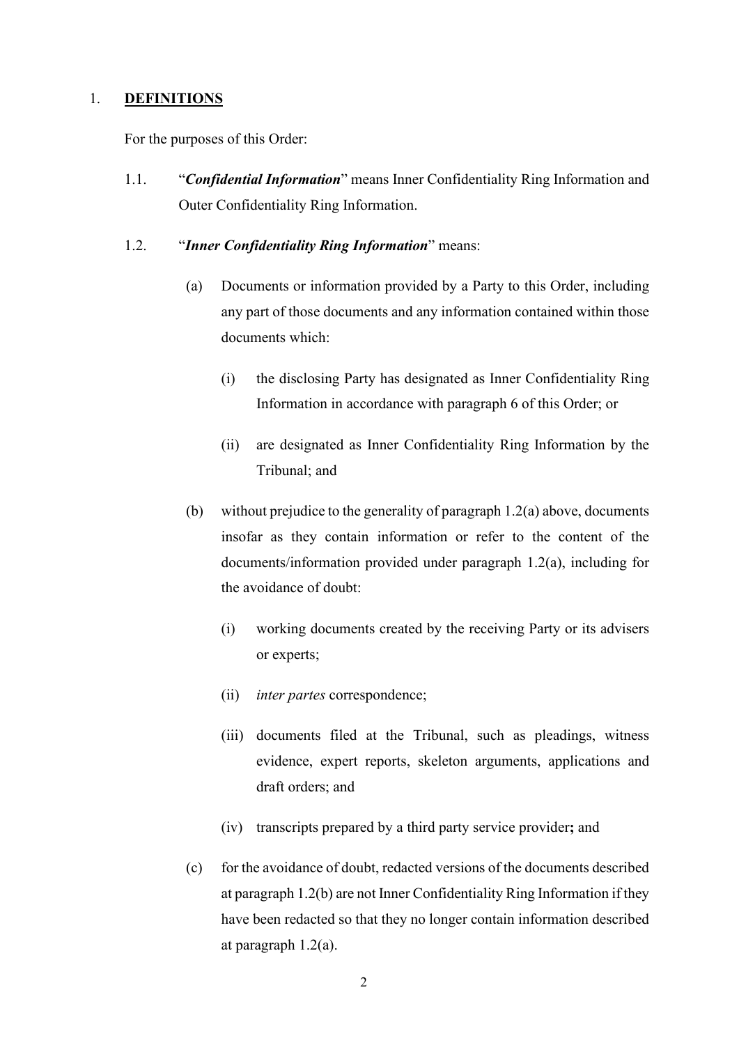## 1. **DEFINITIONS**

For the purposes of this Order:

1.1. "***Confidential Information***" means Inner Confidentiality Ring Information and Outer Confidentiality Ring Information.

1.2. "***Inner Confidentiality Ring Information***" means:

(a) Documents or information provided by a Party to this Order, including any part of those documents and any information contained within those documents which:

(i) the disclosing Party has designated as Inner Confidentiality Ring Information in accordance with paragraph 6 of this Order; or

(ii) are designated as Inner Confidentiality Ring Information by the Tribunal; and

(b) without prejudice to the generality of paragraph 1.2(a) above, documents insofar as they contain information or refer to the content of the documents/information provided under paragraph 1.2(a), including for the avoidance of doubt:

(i) working documents created by the receiving Party or its advisers or experts;

(ii) *inter partes* correspondence;

(iii) documents filed at the Tribunal, such as pleadings, witness evidence, expert reports, skeleton arguments, applications and draft orders; and

(iv) transcripts prepared by a third party service provider**;** and

(c) for the avoidance of doubt, redacted versions of the documents described at paragraph 1.2(b) are not Inner Confidentiality Ring Information if they have been redacted so that they no longer contain information described at paragraph 1.2(a).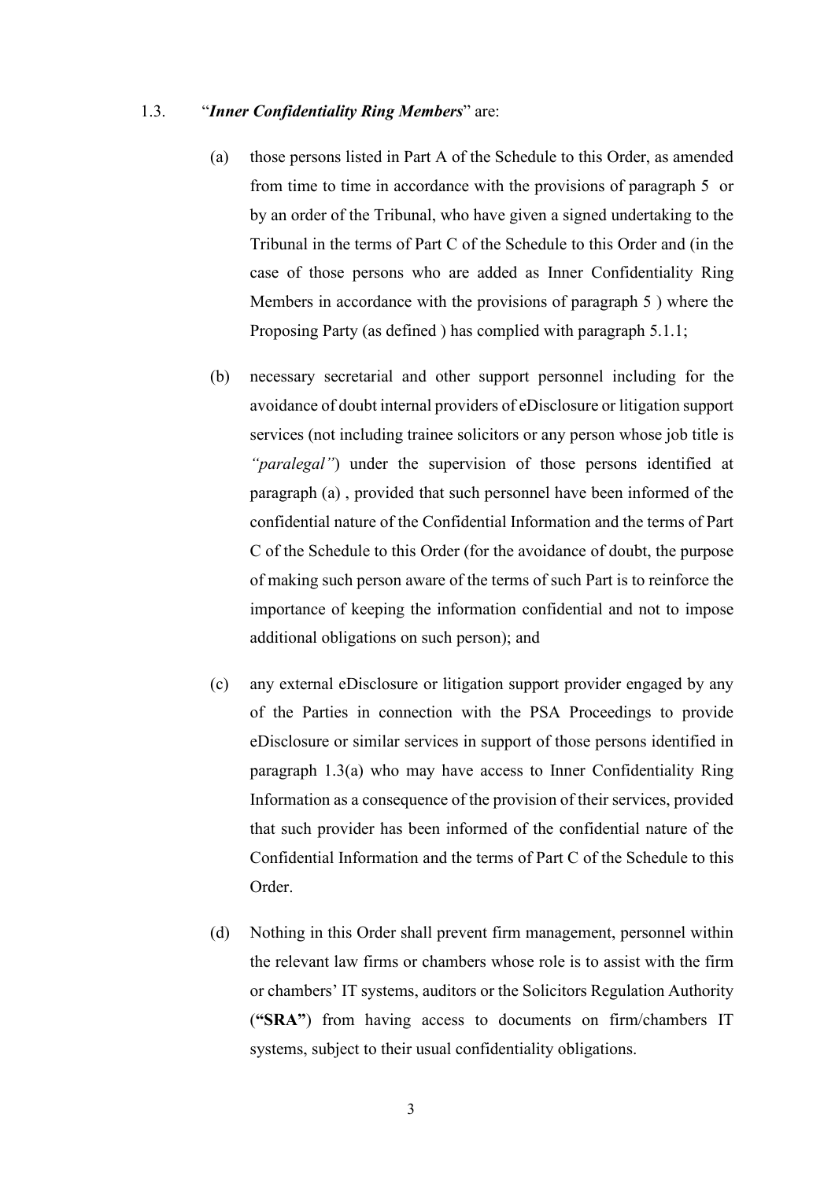1.3. "***Inner Confidentiality Ring Members***" are:

(a) those persons listed in Part A of the Schedule to this Order, as amended from time to time in accordance with the provisions of paragraph 5 or by an order of the Tribunal, who have given a signed undertaking to the Tribunal in the terms of Part C of the Schedule to this Order and (in the case of those persons who are added as Inner Confidentiality Ring Members in accordance with the provisions of paragraph 5 ) where the Proposing Party (as defined ) has complied with paragraph 5.1.1;

(b) necessary secretarial and other support personnel including for the avoidance of doubt internal providers of eDisclosure or litigation support services (not including trainee solicitors or any person whose job title is *"paralegal"*) under the supervision of those persons identified at paragraph (a) , provided that such personnel have been informed of the confidential nature of the Confidential Information and the terms of Part C of the Schedule to this Order (for the avoidance of doubt, the purpose of making such person aware of the terms of such Part is to reinforce the importance of keeping the information confidential and not to impose additional obligations on such person); and

(c) any external eDisclosure or litigation support provider engaged by any of the Parties in connection with the PSA Proceedings to provide eDisclosure or similar services in support of those persons identified in paragraph 1.3(a) who may have access to Inner Confidentiality Ring Information as a consequence of the provision of their services, provided that such provider has been informed of the confidential nature of the Confidential Information and the terms of Part C of the Schedule to this Order.

(d) Nothing in this Order shall prevent firm management, personnel within the relevant law firms or chambers whose role is to assist with the firm or chambers' IT systems, auditors or the Solicitors Regulation Authority (**"SRA"**) from having access to documents on firm/chambers IT systems, subject to their usual confidentiality obligations.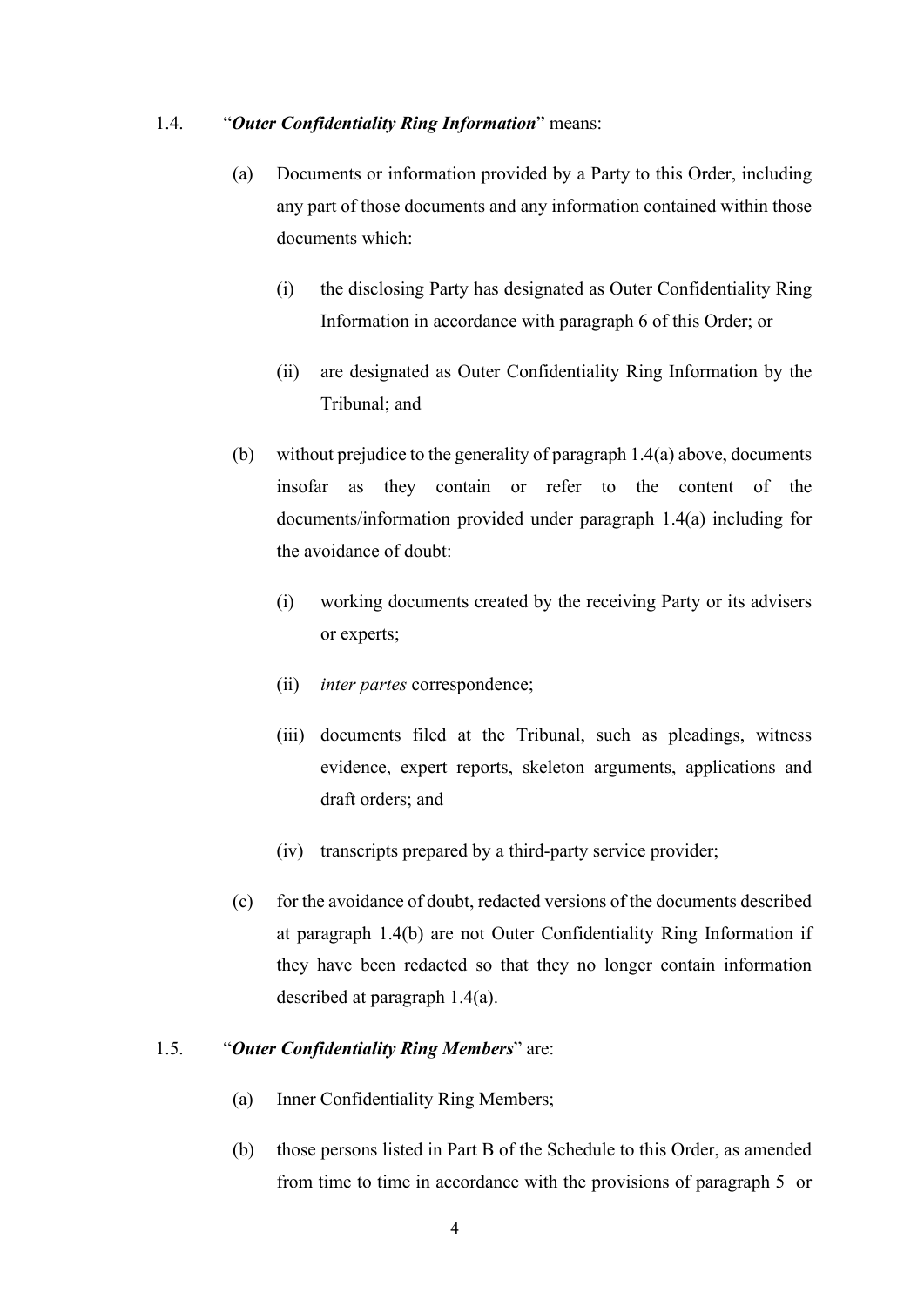1.4. "***Outer Confidentiality Ring Information***" means:

(a) Documents or information provided by a Party to this Order, including any part of those documents and any information contained within those documents which:

(i) the disclosing Party has designated as Outer Confidentiality Ring Information in accordance with paragraph 6 of this Order; or

(ii) are designated as Outer Confidentiality Ring Information by the Tribunal; and

(b) without prejudice to the generality of paragraph 1.4(a) above, documents insofar as they contain or refer to the content of the documents/information provided under paragraph 1.4(a) including for the avoidance of doubt:

(i) working documents created by the receiving Party or its advisers or experts;

(ii) *inter partes* correspondence;

(iii) documents filed at the Tribunal, such as pleadings, witness evidence, expert reports, skeleton arguments, applications and draft orders; and

(iv) transcripts prepared by a third-party service provider;

(c) for the avoidance of doubt, redacted versions of the documents described at paragraph 1.4(b) are not Outer Confidentiality Ring Information if they have been redacted so that they no longer contain information described at paragraph 1.4(a).

1.5. "***Outer Confidentiality Ring Members***" are:

(a) Inner Confidentiality Ring Members;

(b) those persons listed in Part B of the Schedule to this Order, as amended from time to time in accordance with the provisions of paragraph 5 or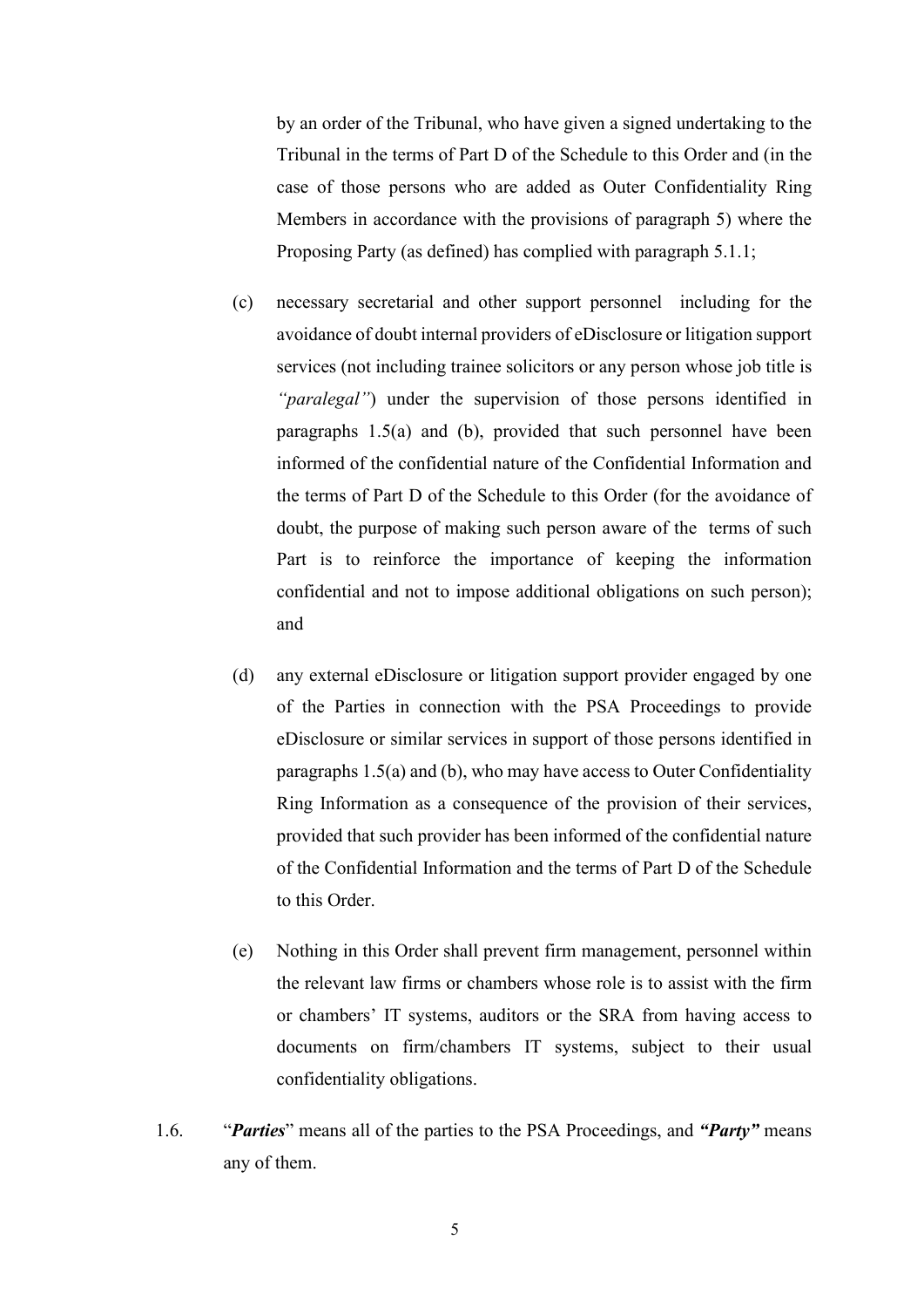by an order of the Tribunal, who have given a signed undertaking to the Tribunal in the terms of Part D of the Schedule to this Order and (in the case of those persons who are added as Outer Confidentiality Ring Members in accordance with the provisions of paragraph 5) where the Proposing Party (as defined) has complied with paragraph 5.1.1;

(c) necessary secretarial and other support personnel including for the avoidance of doubt internal providers of eDisclosure or litigation support services (not including trainee solicitors or any person whose job title is *"paralegal"*) under the supervision of those persons identified in paragraphs 1.5(a) and (b), provided that such personnel have been informed of the confidential nature of the Confidential Information and the terms of Part D of the Schedule to this Order (for the avoidance of doubt, the purpose of making such person aware of the terms of such Part is to reinforce the importance of keeping the information confidential and not to impose additional obligations on such person); and

(d) any external eDisclosure or litigation support provider engaged by one of the Parties in connection with the PSA Proceedings to provide eDisclosure or similar services in support of those persons identified in paragraphs 1.5(a) and (b), who may have access to Outer Confidentiality Ring Information as a consequence of the provision of their services, provided that such provider has been informed of the confidential nature of the Confidential Information and the terms of Part D of the Schedule to this Order.

(e) Nothing in this Order shall prevent firm management, personnel within the relevant law firms or chambers whose role is to assist with the firm or chambers' IT systems, auditors or the SRA from having access to documents on firm/chambers IT systems, subject to their usual confidentiality obligations.

1.6. "***Parties***" means all of the parties to the PSA Proceedings, and ***"Party"*** means any of them.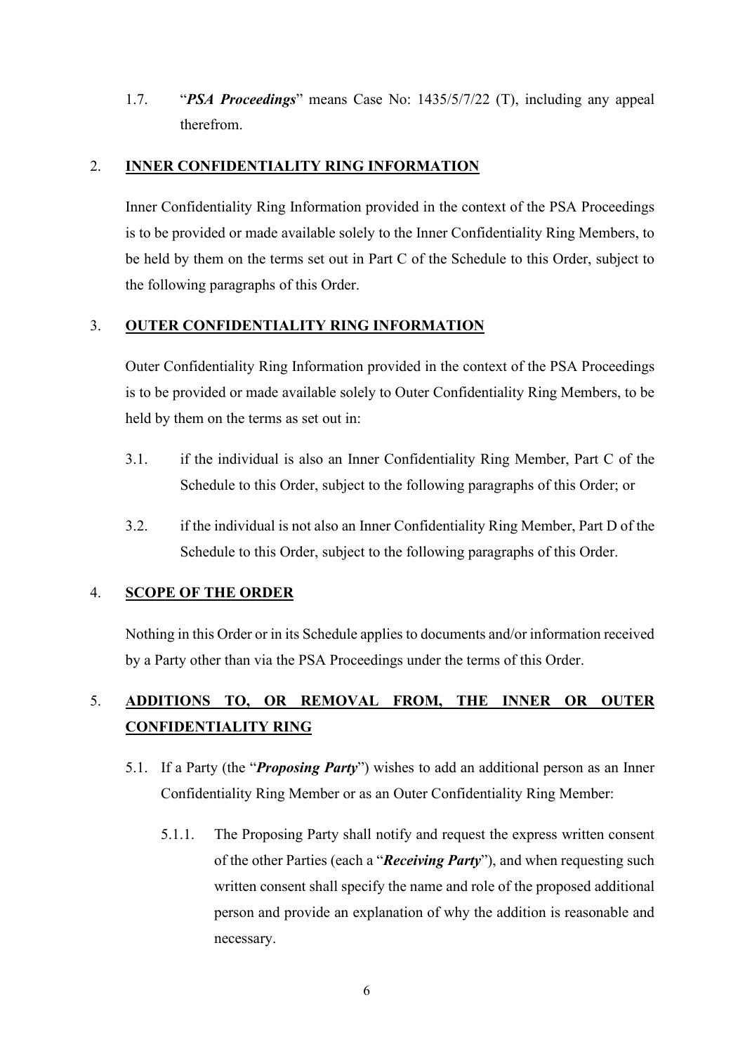1.7. "***PSA Proceedings***" means Case No: 1435/5/7/22 (T), including any appeal therefrom.

## 2. INNER CONFIDENTIALITY RING INFORMATION

Inner Confidentiality Ring Information provided in the context of the PSA Proceedings is to be provided or made available solely to the Inner Confidentiality Ring Members, to be held by them on the terms set out in Part C of the Schedule to this Order, subject to the following paragraphs of this Order.

## 3. OUTER CONFIDENTIALITY RING INFORMATION

Outer Confidentiality Ring Information provided in the context of the PSA Proceedings is to be provided or made available solely to Outer Confidentiality Ring Members, to be held by them on the terms as set out in:

3.1. if the individual is also an Inner Confidentiality Ring Member, Part C of the Schedule to this Order, subject to the following paragraphs of this Order; or

3.2. if the individual is not also an Inner Confidentiality Ring Member, Part D of the Schedule to this Order, subject to the following paragraphs of this Order.

## 4. SCOPE OF THE ORDER

Nothing in this Order or in its Schedule applies to documents and/or information received by a Party other than via the PSA Proceedings under the terms of this Order.

## 5. ADDITIONS TO, OR REMOVAL FROM, THE INNER OR OUTER CONFIDENTIALITY RING

5.1. If a Party (the "***Proposing Party***") wishes to add an additional person as an Inner Confidentiality Ring Member or as an Outer Confidentiality Ring Member:

5.1.1. The Proposing Party shall notify and request the express written consent of the other Parties (each a "***Receiving Party***"), and when requesting such written consent shall specify the name and role of the proposed additional person and provide an explanation of why the addition is reasonable and necessary.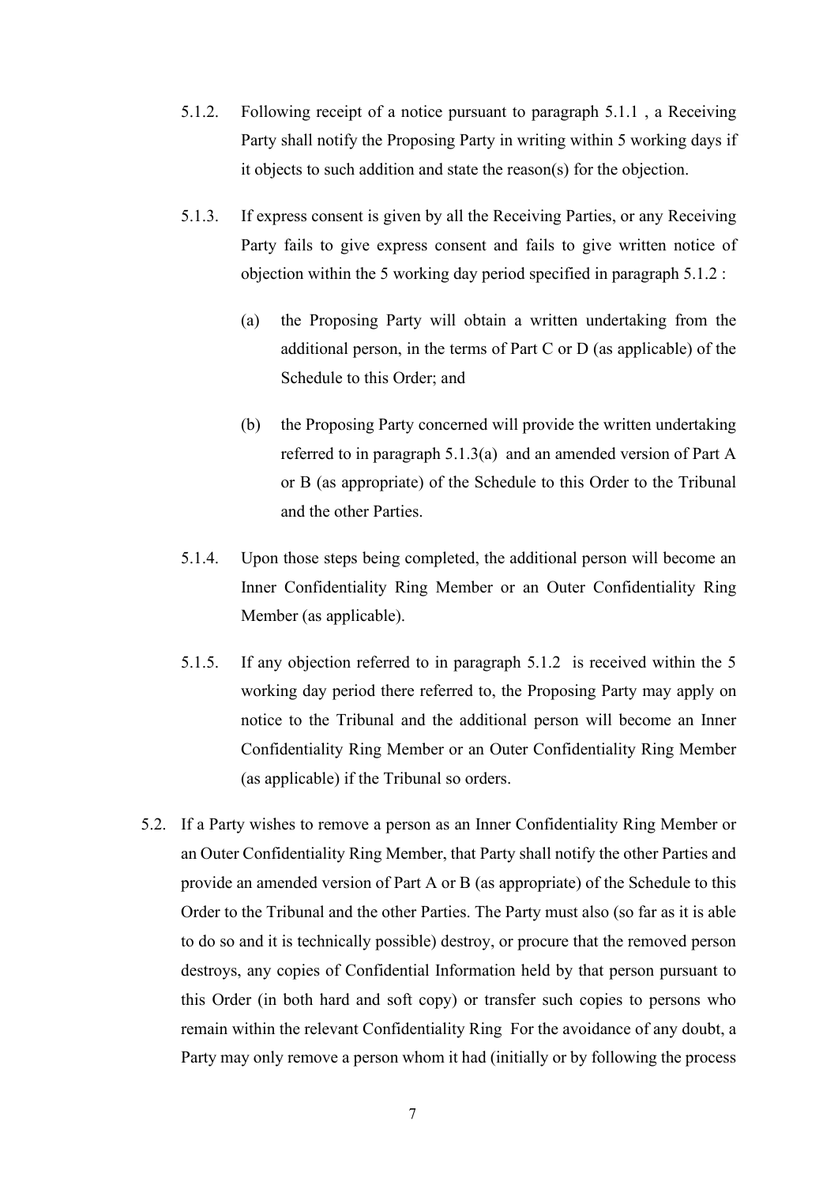5.1.2. Following receipt of a notice pursuant to paragraph 5.1.1 , a Receiving Party shall notify the Proposing Party in writing within 5 working days if it objects to such addition and state the reason(s) for the objection.

5.1.3. If express consent is given by all the Receiving Parties, or any Receiving Party fails to give express consent and fails to give written notice of objection within the 5 working day period specified in paragraph 5.1.2 :

(a) the Proposing Party will obtain a written undertaking from the additional person, in the terms of Part C or D (as applicable) of the Schedule to this Order; and

(b) the Proposing Party concerned will provide the written undertaking referred to in paragraph 5.1.3(a) and an amended version of Part A or B (as appropriate) of the Schedule to this Order to the Tribunal and the other Parties.

5.1.4. Upon those steps being completed, the additional person will become an Inner Confidentiality Ring Member or an Outer Confidentiality Ring Member (as applicable).

5.1.5. If any objection referred to in paragraph 5.1.2 is received within the 5 working day period there referred to, the Proposing Party may apply on notice to the Tribunal and the additional person will become an Inner Confidentiality Ring Member or an Outer Confidentiality Ring Member (as applicable) if the Tribunal so orders.

5.2. If a Party wishes to remove a person as an Inner Confidentiality Ring Member or an Outer Confidentiality Ring Member, that Party shall notify the other Parties and provide an amended version of Part A or B (as appropriate) of the Schedule to this Order to the Tribunal and the other Parties. The Party must also (so far as it is able to do so and it is technically possible) destroy, or procure that the removed person destroys, any copies of Confidential Information held by that person pursuant to this Order (in both hard and soft copy) or transfer such copies to persons who remain within the relevant Confidentiality Ring For the avoidance of any doubt, a Party may only remove a person whom it had (initially or by following the process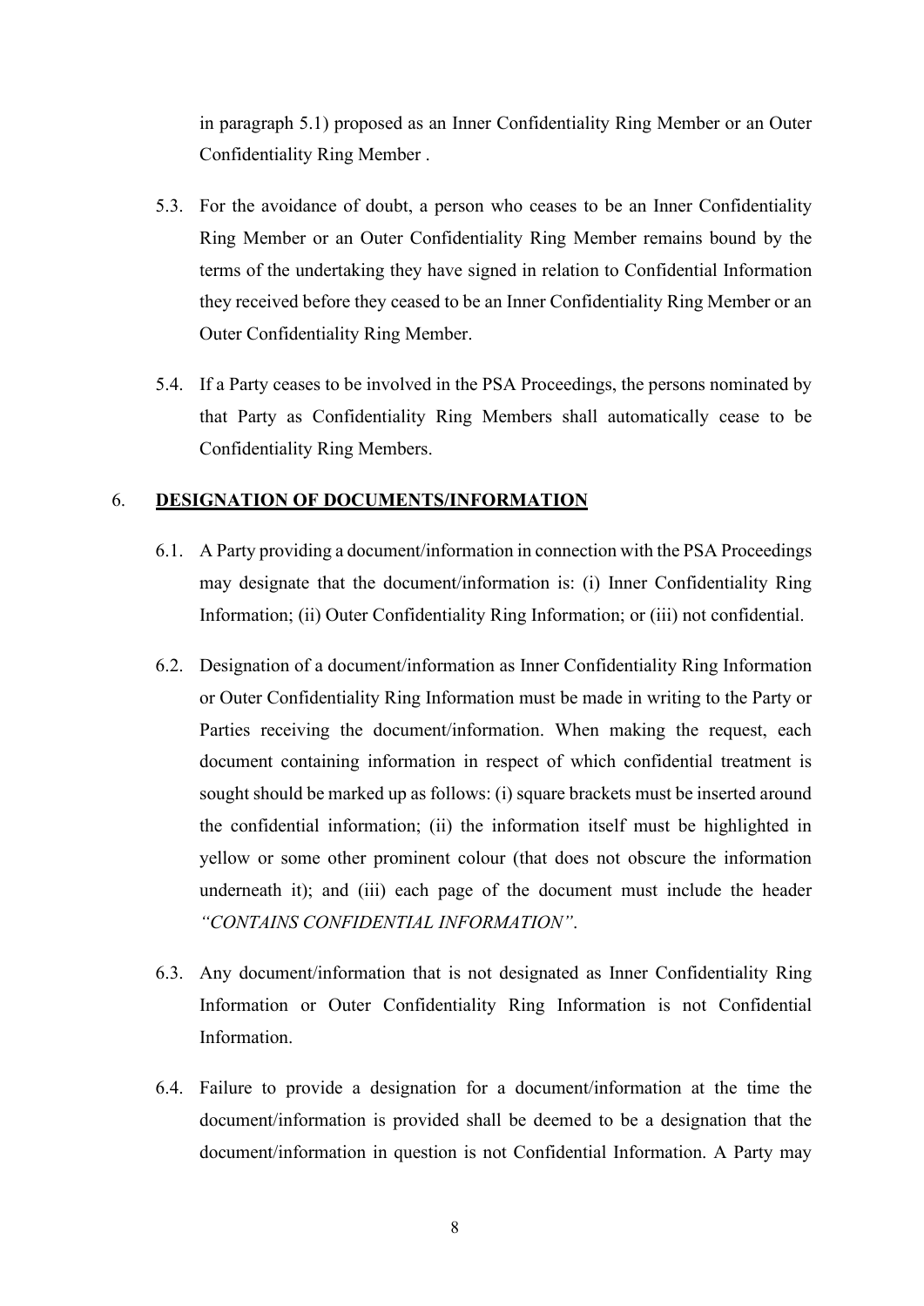in paragraph 5.1) proposed as an Inner Confidentiality Ring Member or an Outer Confidentiality Ring Member .

5.3. For the avoidance of doubt, a person who ceases to be an Inner Confidentiality Ring Member or an Outer Confidentiality Ring Member remains bound by the terms of the undertaking they have signed in relation to Confidential Information they received before they ceased to be an Inner Confidentiality Ring Member or an Outer Confidentiality Ring Member.

5.4. If a Party ceases to be involved in the PSA Proceedings, the persons nominated by that Party as Confidentiality Ring Members shall automatically cease to be Confidentiality Ring Members.

## 6. DESIGNATION OF DOCUMENTS/INFORMATION

6.1. A Party providing a document/information in connection with the PSA Proceedings may designate that the document/information is: (i) Inner Confidentiality Ring Information; (ii) Outer Confidentiality Ring Information; or (iii) not confidential.

6.2. Designation of a document/information as Inner Confidentiality Ring Information or Outer Confidentiality Ring Information must be made in writing to the Party or Parties receiving the document/information. When making the request, each document containing information in respect of which confidential treatment is sought should be marked up as follows: (i) square brackets must be inserted around the confidential information; (ii) the information itself must be highlighted in yellow or some other prominent colour (that does not obscure the information underneath it); and (iii) each page of the document must include the header *"CONTAINS CONFIDENTIAL INFORMATION"*.

6.3. Any document/information that is not designated as Inner Confidentiality Ring Information or Outer Confidentiality Ring Information is not Confidential Information.

6.4. Failure to provide a designation for a document/information at the time the document/information is provided shall be deemed to be a designation that the document/information in question is not Confidential Information. A Party may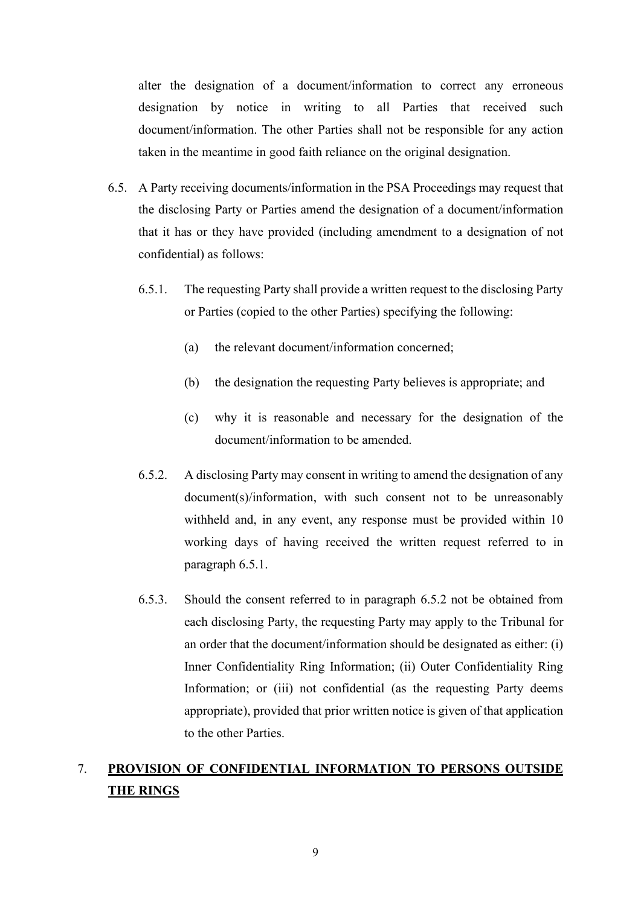alter the designation of a document/information to correct any erroneous designation by notice in writing to all Parties that received such document/information. The other Parties shall not be responsible for any action taken in the meantime in good faith reliance on the original designation.

6.5. A Party receiving documents/information in the PSA Proceedings may request that the disclosing Party or Parties amend the designation of a document/information that it has or they have provided (including amendment to a designation of not confidential) as follows:

6.5.1. The requesting Party shall provide a written request to the disclosing Party or Parties (copied to the other Parties) specifying the following:

(a) the relevant document/information concerned;

(b) the designation the requesting Party believes is appropriate; and

(c) why it is reasonable and necessary for the designation of the document/information to be amended.

6.5.2. A disclosing Party may consent in writing to amend the designation of any document(s)/information, with such consent not to be unreasonably withheld and, in any event, any response must be provided within 10 working days of having received the written request referred to in paragraph 6.5.1.

6.5.3. Should the consent referred to in paragraph 6.5.2 not be obtained from each disclosing Party, the requesting Party may apply to the Tribunal for an order that the document/information should be designated as either: (i) Inner Confidentiality Ring Information; (ii) Outer Confidentiality Ring Information; or (iii) not confidential (as the requesting Party deems appropriate), provided that prior written notice is given of that application to the other Parties.

## 7. **PROVISION OF CONFIDENTIAL INFORMATION TO PERSONS OUTSIDE THE RINGS**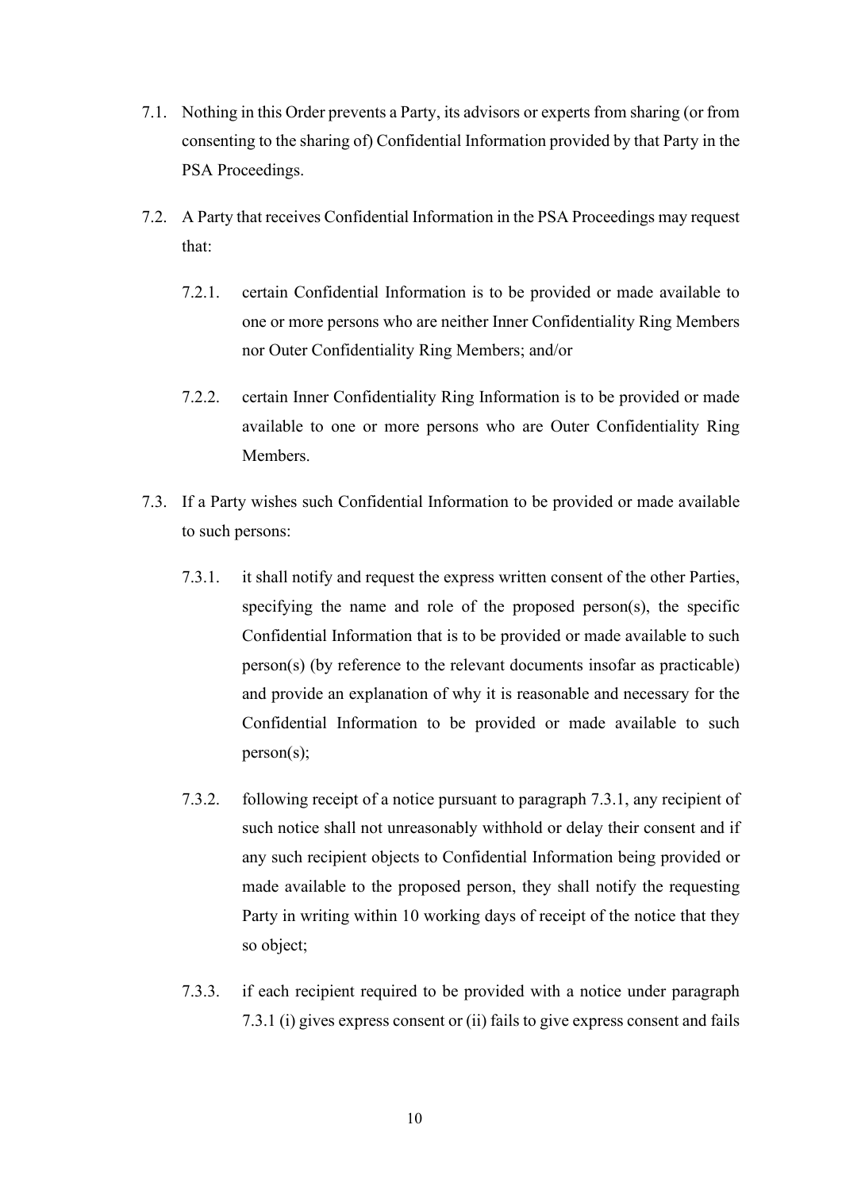7.1. Nothing in this Order prevents a Party, its advisors or experts from sharing (or from consenting to the sharing of) Confidential Information provided by that Party in the PSA Proceedings.

7.2. A Party that receives Confidential Information in the PSA Proceedings may request that:

> 7.2.1. certain Confidential Information is to be provided or made available to one or more persons who are neither Inner Confidentiality Ring Members nor Outer Confidentiality Ring Members; and/or
>
> 7.2.2. certain Inner Confidentiality Ring Information is to be provided or made available to one or more persons who are Outer Confidentiality Ring Members.

7.3. If a Party wishes such Confidential Information to be provided or made available to such persons:

> 7.3.1. it shall notify and request the express written consent of the other Parties, specifying the name and role of the proposed person(s), the specific Confidential Information that is to be provided or made available to such person(s) (by reference to the relevant documents insofar as practicable) and provide an explanation of why it is reasonable and necessary for the Confidential Information to be provided or made available to such person(s);
>
> 7.3.2. following receipt of a notice pursuant to paragraph 7.3.1, any recipient of such notice shall not unreasonably withhold or delay their consent and if any such recipient objects to Confidential Information being provided or made available to the proposed person, they shall notify the requesting Party in writing within 10 working days of receipt of the notice that they so object;
>
> 7.3.3. if each recipient required to be provided with a notice under paragraph 7.3.1 (i) gives express consent or (ii) fails to give express consent and fails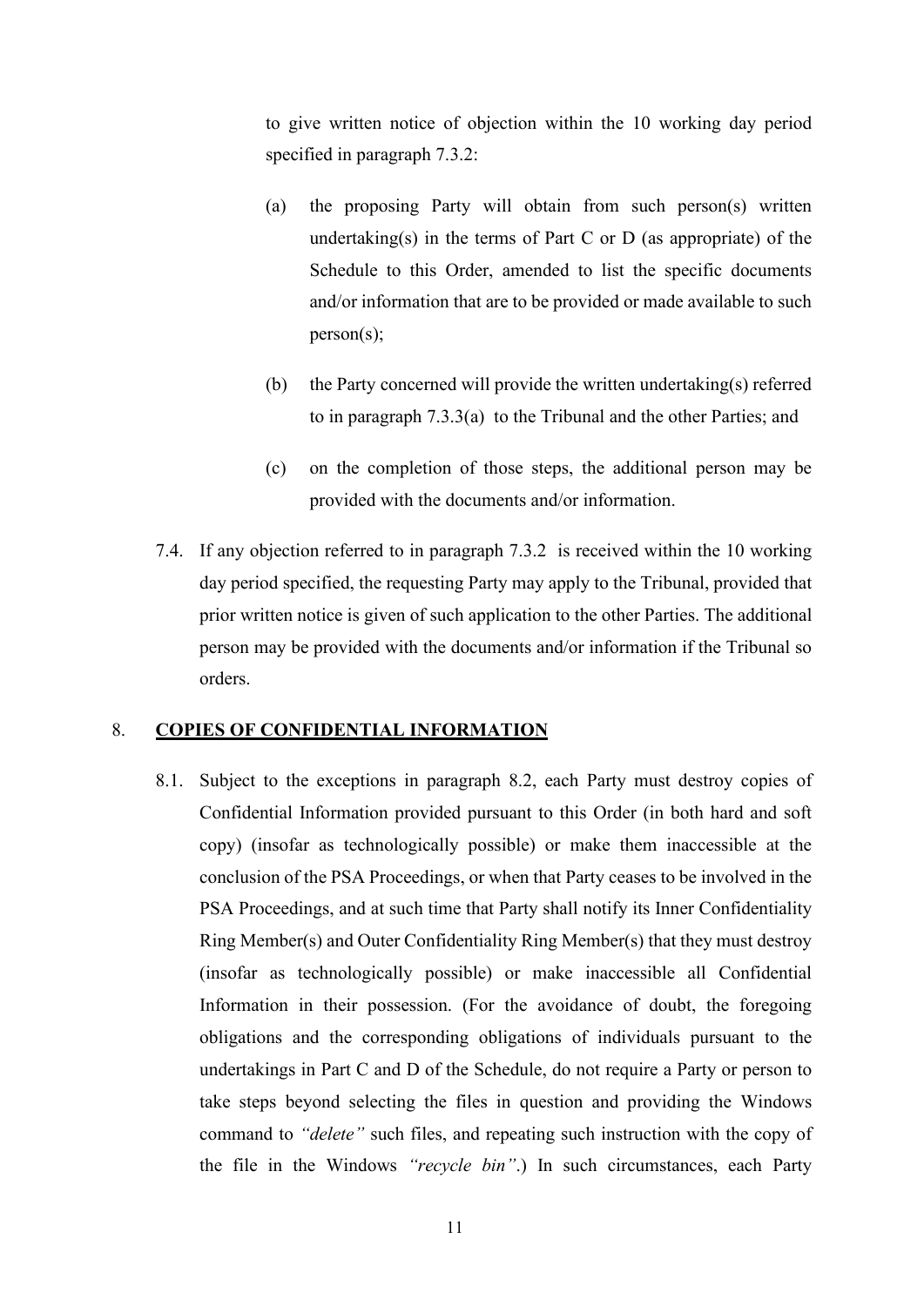to give written notice of objection within the 10 working day period specified in paragraph 7.3.2:

(a) the proposing Party will obtain from such person(s) written undertaking(s) in the terms of Part C or D (as appropriate) of the Schedule to this Order, amended to list the specific documents and/or information that are to be provided or made available to such person(s);

(b) the Party concerned will provide the written undertaking(s) referred to in paragraph 7.3.3(a) to the Tribunal and the other Parties; and

(c) on the completion of those steps, the additional person may be provided with the documents and/or information.

7.4. If any objection referred to in paragraph 7.3.2 is received within the 10 working day period specified, the requesting Party may apply to the Tribunal, provided that prior written notice is given of such application to the other Parties. The additional person may be provided with the documents and/or information if the Tribunal so orders.

## 8. **COPIES OF CONFIDENTIAL INFORMATION**

8.1. Subject to the exceptions in paragraph 8.2, each Party must destroy copies of Confidential Information provided pursuant to this Order (in both hard and soft copy) (insofar as technologically possible) or make them inaccessible at the conclusion of the PSA Proceedings, or when that Party ceases to be involved in the PSA Proceedings, and at such time that Party shall notify its Inner Confidentiality Ring Member(s) and Outer Confidentiality Ring Member(s) that they must destroy (insofar as technologically possible) or make inaccessible all Confidential Information in their possession. (For the avoidance of doubt, the foregoing obligations and the corresponding obligations of individuals pursuant to the undertakings in Part C and D of the Schedule, do not require a Party or person to take steps beyond selecting the files in question and providing the Windows command to *"delete"* such files, and repeating such instruction with the copy of the file in the Windows *"recycle bin"*.) In such circumstances, each Party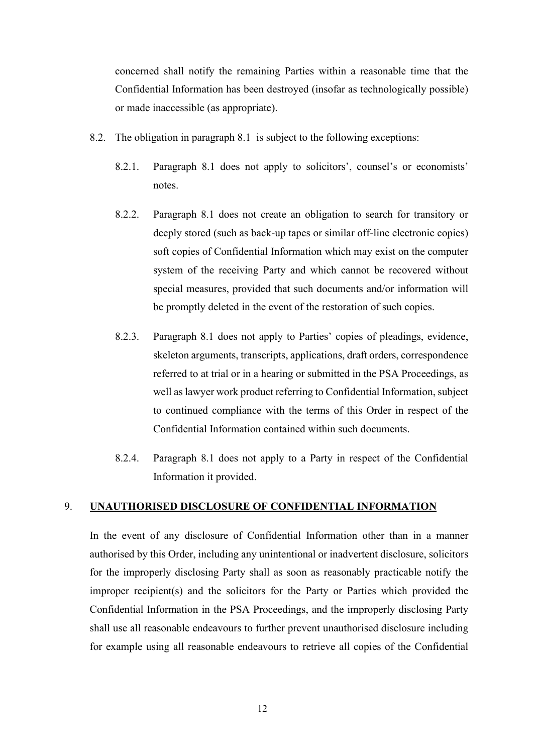concerned shall notify the remaining Parties within a reasonable time that the Confidential Information has been destroyed (insofar as technologically possible) or made inaccessible (as appropriate).

8.2. The obligation in paragraph 8.1 is subject to the following exceptions:

8.2.1. Paragraph 8.1 does not apply to solicitors', counsel's or economists' notes.

8.2.2. Paragraph 8.1 does not create an obligation to search for transitory or deeply stored (such as back-up tapes or similar off-line electronic copies) soft copies of Confidential Information which may exist on the computer system of the receiving Party and which cannot be recovered without special measures, provided that such documents and/or information will be promptly deleted in the event of the restoration of such copies.

8.2.3. Paragraph 8.1 does not apply to Parties' copies of pleadings, evidence, skeleton arguments, transcripts, applications, draft orders, correspondence referred to at trial or in a hearing or submitted in the PSA Proceedings, as well as lawyer work product referring to Confidential Information, subject to continued compliance with the terms of this Order in respect of the Confidential Information contained within such documents.

8.2.4. Paragraph 8.1 does not apply to a Party in respect of the Confidential Information it provided.

## 9. UNAUTHORISED DISCLOSURE OF CONFIDENTIAL INFORMATION

In the event of any disclosure of Confidential Information other than in a manner authorised by this Order, including any unintentional or inadvertent disclosure, solicitors for the improperly disclosing Party shall as soon as reasonably practicable notify the improper recipient(s) and the solicitors for the Party or Parties which provided the Confidential Information in the PSA Proceedings, and the improperly disclosing Party shall use all reasonable endeavours to further prevent unauthorised disclosure including for example using all reasonable endeavours to retrieve all copies of the Confidential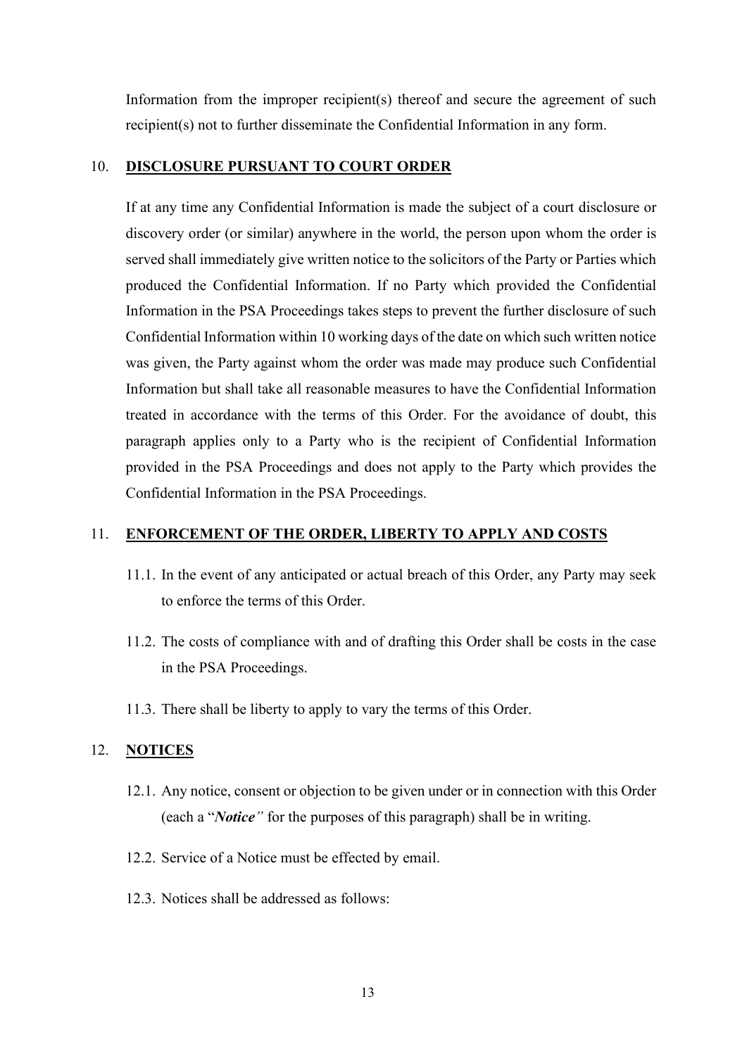Information from the improper recipient(s) thereof and secure the agreement of such recipient(s) not to further disseminate the Confidential Information in any form.

## 10. **DISCLOSURE PURSUANT TO COURT ORDER**

If at any time any Confidential Information is made the subject of a court disclosure or discovery order (or similar) anywhere in the world, the person upon whom the order is served shall immediately give written notice to the solicitors of the Party or Parties which produced the Confidential Information. If no Party which provided the Confidential Information in the PSA Proceedings takes steps to prevent the further disclosure of such Confidential Information within 10 working days of the date on which such written notice was given, the Party against whom the order was made may produce such Confidential Information but shall take all reasonable measures to have the Confidential Information treated in accordance with the terms of this Order. For the avoidance of doubt, this paragraph applies only to a Party who is the recipient of Confidential Information provided in the PSA Proceedings and does not apply to the Party which provides the Confidential Information in the PSA Proceedings.

## 11. **ENFORCEMENT OF THE ORDER, LIBERTY TO APPLY AND COSTS**

11.1. In the event of any anticipated or actual breach of this Order, any Party may seek to enforce the terms of this Order.

11.2. The costs of compliance with and of drafting this Order shall be costs in the case in the PSA Proceedings.

11.3. There shall be liberty to apply to vary the terms of this Order.

## 12. **NOTICES**

12.1. Any notice, consent or objection to be given under or in connection with this Order (each a "***Notice***" for the purposes of this paragraph) shall be in writing.

12.2. Service of a Notice must be effected by email.

12.3. Notices shall be addressed as follows: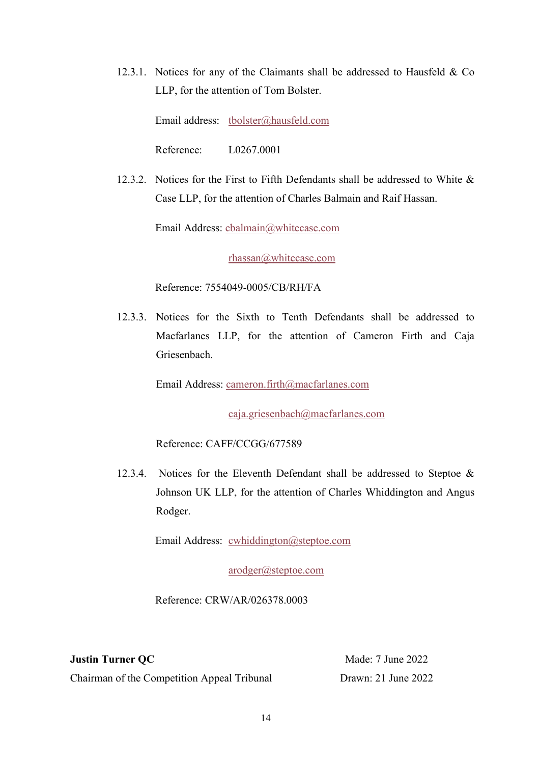12.3.1. Notices for any of the Claimants shall be addressed to Hausfeld & Co LLP, for the attention of Tom Bolster.

Email address: tbolster@hausfeld.com

Reference: L0267.0001

12.3.2. Notices for the First to Fifth Defendants shall be addressed to White & Case LLP, for the attention of Charles Balmain and Raif Hassan.

Email Address: cbalmain@whitecase.com

rhassan@whitecase.com

Reference: 7554049-0005/CB/RH/FA

12.3.3. Notices for the Sixth to Tenth Defendants shall be addressed to Macfarlanes LLP, for the attention of Cameron Firth and Caja Griesenbach.

Email Address: cameron.firth@macfarlanes.com

caja.griesenbach@macfarlanes.com

Reference: CAFF/CCGG/677589

12.3.4. Notices for the Eleventh Defendant shall be addressed to Steptoe & Johnson UK LLP, for the attention of Charles Whiddington and Angus Rodger.

Email Address: cwhiddington@steptoe.com

arodger@steptoe.com

Reference: CRW/AR/026378.0003

**Justin Turner QC**
Chairman of the Competition Appeal Tribunal

Made: 7 June 2022
Drawn: 21 June 2022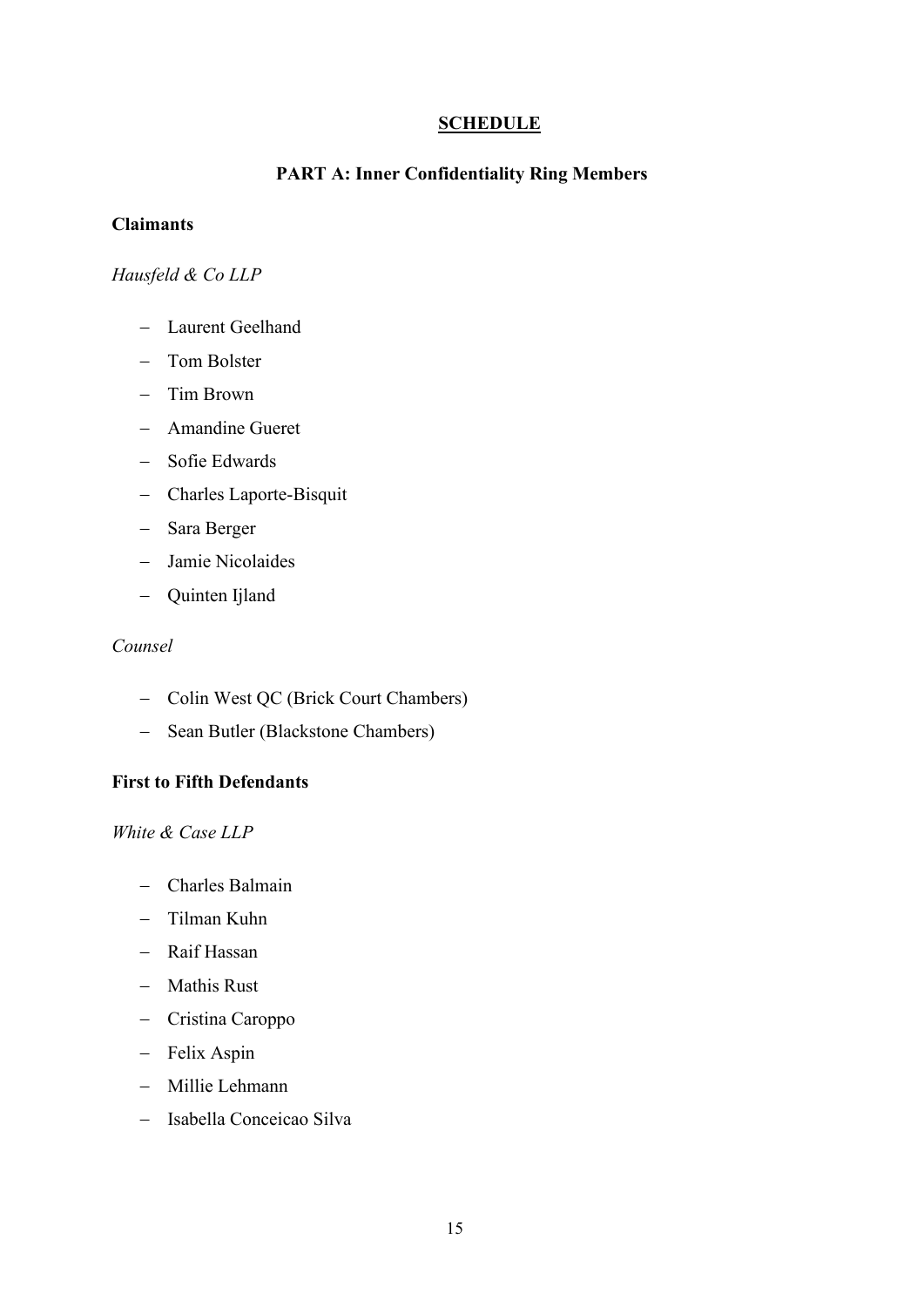## **SCHEDULE**

### PART A: Inner Confidentiality Ring Members

**Claimants**

*Hausfeld & Co LLP*

- Laurent Geelhand
- Tom Bolster
- Tim Brown
- Amandine Gueret
- Sofie Edwards
- Charles Laporte-Bisquit
- Sara Berger
- Jamie Nicolaides
- Quinten Ijland

*Counsel*

- Colin West QC (Brick Court Chambers)
- Sean Butler (Blackstone Chambers)

**First to Fifth Defendants**

*White & Case LLP*

- Charles Balmain
- Tilman Kuhn
- Raif Hassan
- Mathis Rust
- Cristina Caroppo
- Felix Aspin
- Millie Lehmann
- Isabella Conceicao Silva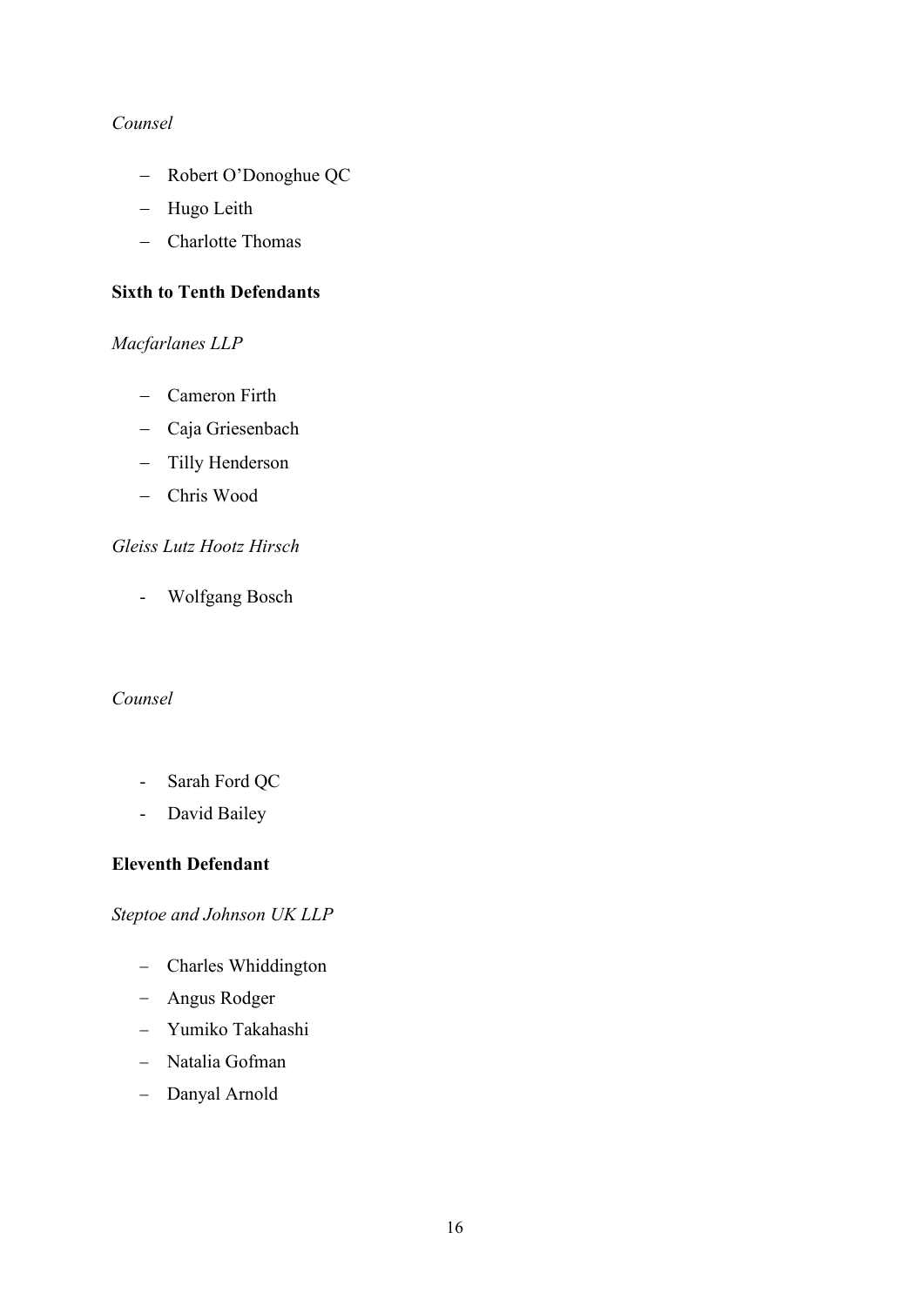*Counsel*

- Robert O'Donoghue QC
- Hugo Leith
- Charlotte Thomas

**Sixth to Tenth Defendants**

*Macfarlanes LLP*

- Cameron Firth
- Caja Griesenbach
- Tilly Henderson
- Chris Wood

*Gleiss Lutz Hootz Hirsch*

- Wolfgang Bosch

*Counsel*

- Sarah Ford QC
- David Bailey

**Eleventh Defendant**

*Steptoe and Johnson UK LLP*

- Charles Whiddington
- Angus Rodger
- Yumiko Takahashi
- Natalia Gofman
- Danyal Arnold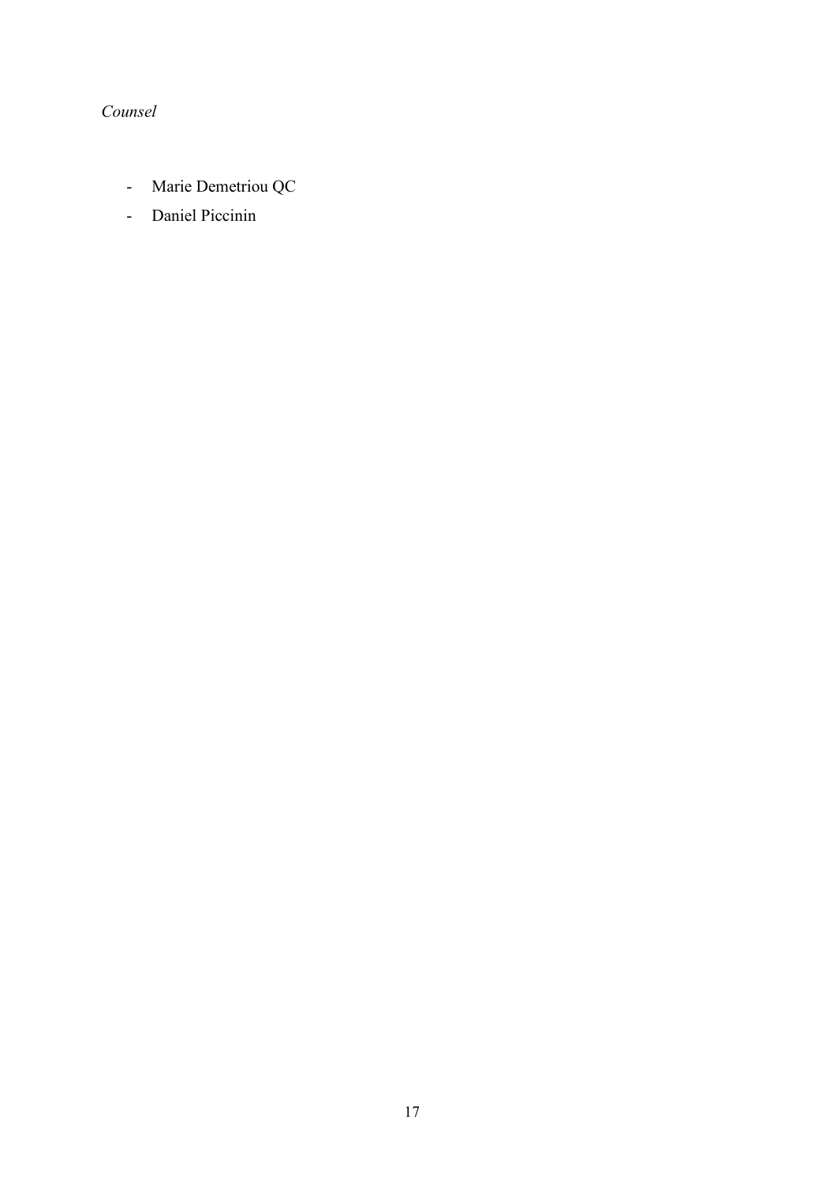*Counsel*

- Marie Demetriou QC
- Daniel Piccinin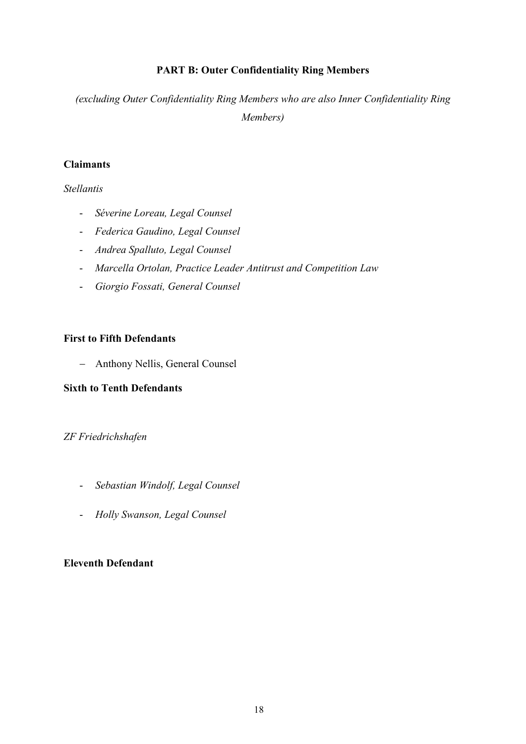**PART B: Outer Confidentiality Ring Members**

*(excluding Outer Confidentiality Ring Members who are also Inner Confidentiality Ring Members)*

**Claimants**

*Stellantis*

- *Séverine Loreau, Legal Counsel*
- *Federica Gaudino, Legal Counsel*
- *Andrea Spalluto, Legal Counsel*
- *Marcella Ortolan, Practice Leader Antitrust and Competition Law*
- *Giorgio Fossati, General Counsel*

**First to Fifth Defendants**

- Anthony Nellis, General Counsel

**Sixth to Tenth Defendants**

*ZF Friedrichshafen*

- *Sebastian Windolf, Legal Counsel*
- *Holly Swanson, Legal Counsel*

**Eleventh Defendant**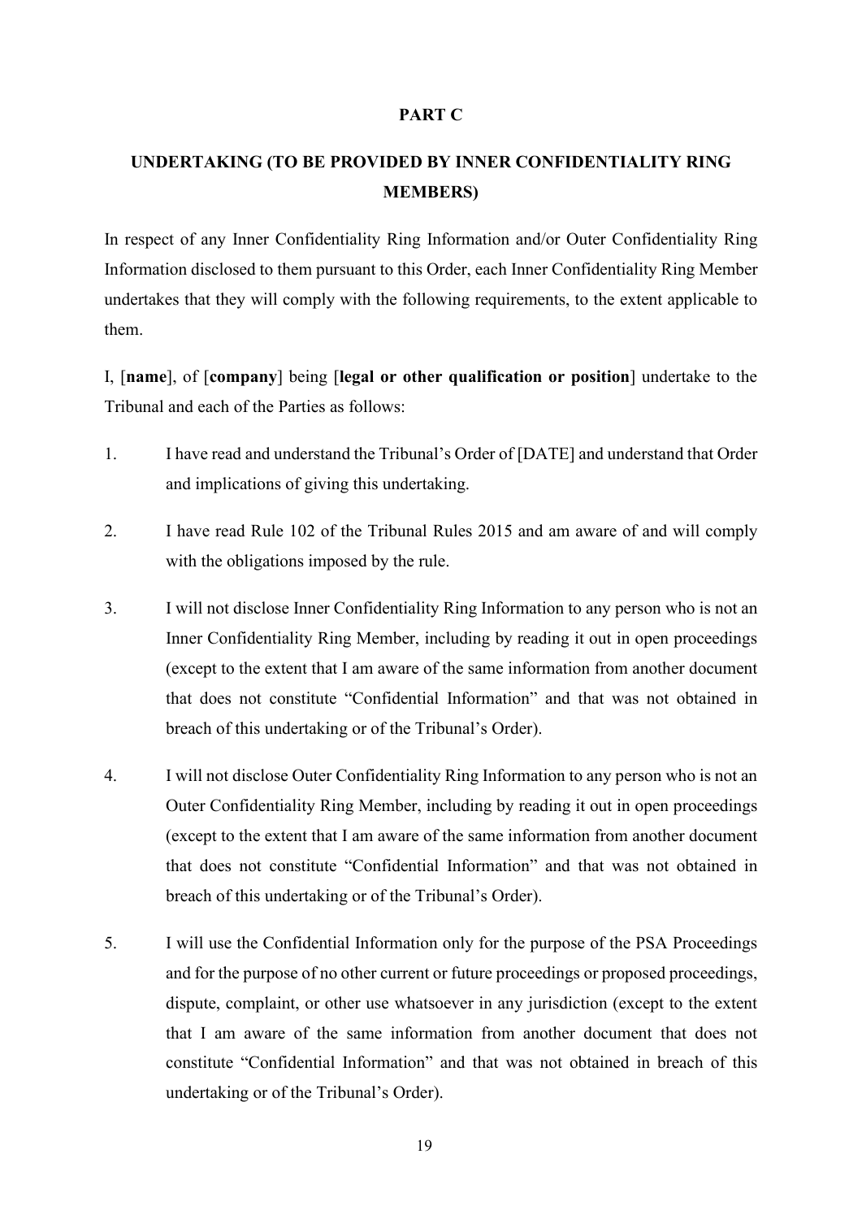## PART C

## UNDERTAKING (TO BE PROVIDED BY INNER CONFIDENTIALITY RING MEMBERS)

In respect of any Inner Confidentiality Ring Information and/or Outer Confidentiality Ring Information disclosed to them pursuant to this Order, each Inner Confidentiality Ring Member undertakes that they will comply with the following requirements, to the extent applicable to them.

I, [**name**], of [**company**] being [**legal or other qualification or position**] undertake to the Tribunal and each of the Parties as follows:

1. I have read and understand the Tribunal's Order of [DATE] and understand that Order and implications of giving this undertaking.

2. I have read Rule 102 of the Tribunal Rules 2015 and am aware of and will comply with the obligations imposed by the rule.

3. I will not disclose Inner Confidentiality Ring Information to any person who is not an Inner Confidentiality Ring Member, including by reading it out in open proceedings (except to the extent that I am aware of the same information from another document that does not constitute "Confidential Information" and that was not obtained in breach of this undertaking or of the Tribunal's Order).

4. I will not disclose Outer Confidentiality Ring Information to any person who is not an Outer Confidentiality Ring Member, including by reading it out in open proceedings (except to the extent that I am aware of the same information from another document that does not constitute "Confidential Information" and that was not obtained in breach of this undertaking or of the Tribunal's Order).

5. I will use the Confidential Information only for the purpose of the PSA Proceedings and for the purpose of no other current or future proceedings or proposed proceedings, dispute, complaint, or other use whatsoever in any jurisdiction (except to the extent that I am aware of the same information from another document that does not constitute "Confidential Information" and that was not obtained in breach of this undertaking or of the Tribunal's Order).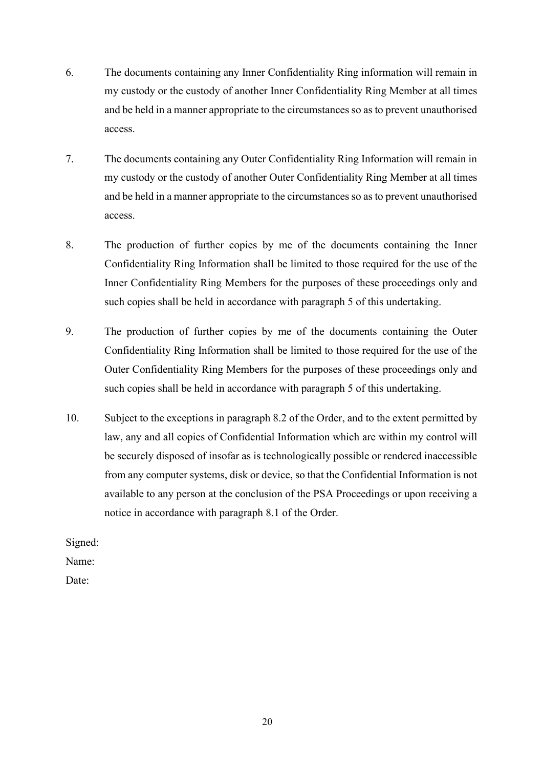6. The documents containing any Inner Confidentiality Ring information will remain in my custody or the custody of another Inner Confidentiality Ring Member at all times and be held in a manner appropriate to the circumstances so as to prevent unauthorised access.

7. The documents containing any Outer Confidentiality Ring Information will remain in my custody or the custody of another Outer Confidentiality Ring Member at all times and be held in a manner appropriate to the circumstances so as to prevent unauthorised access.

8. The production of further copies by me of the documents containing the Inner Confidentiality Ring Information shall be limited to those required for the use of the Inner Confidentiality Ring Members for the purposes of these proceedings only and such copies shall be held in accordance with paragraph 5 of this undertaking.

9. The production of further copies by me of the documents containing the Outer Confidentiality Ring Information shall be limited to those required for the use of the Outer Confidentiality Ring Members for the purposes of these proceedings only and such copies shall be held in accordance with paragraph 5 of this undertaking.

10. Subject to the exceptions in paragraph 8.2 of the Order, and to the extent permitted by law, any and all copies of Confidential Information which are within my control will be securely disposed of insofar as is technologically possible or rendered inaccessible from any computer systems, disk or device, so that the Confidential Information is not available to any person at the conclusion of the PSA Proceedings or upon receiving a notice in accordance with paragraph 8.1 of the Order.

Signed:

Name:

Date: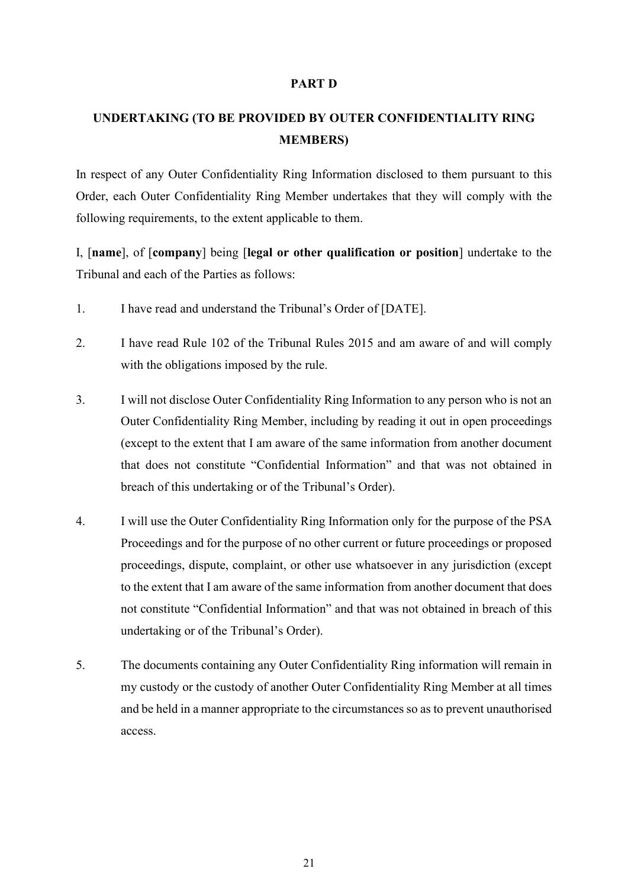**PART D**

**UNDERTAKING (TO BE PROVIDED BY OUTER CONFIDENTIALITY RING MEMBERS)**

In respect of any Outer Confidentiality Ring Information disclosed to them pursuant to this Order, each Outer Confidentiality Ring Member undertakes that they will comply with the following requirements, to the extent applicable to them.

I, [**name**], of [**company**] being [**legal or other qualification or position**] undertake to the Tribunal and each of the Parties as follows:

1. I have read and understand the Tribunal's Order of [DATE].

2. I have read Rule 102 of the Tribunal Rules 2015 and am aware of and will comply with the obligations imposed by the rule.

3. I will not disclose Outer Confidentiality Ring Information to any person who is not an Outer Confidentiality Ring Member, including by reading it out in open proceedings (except to the extent that I am aware of the same information from another document that does not constitute "Confidential Information" and that was not obtained in breach of this undertaking or of the Tribunal's Order).

4. I will use the Outer Confidentiality Ring Information only for the purpose of the PSA Proceedings and for the purpose of no other current or future proceedings or proposed proceedings, dispute, complaint, or other use whatsoever in any jurisdiction (except to the extent that I am aware of the same information from another document that does not constitute "Confidential Information" and that was not obtained in breach of this undertaking or of the Tribunal's Order).

5. The documents containing any Outer Confidentiality Ring information will remain in my custody or the custody of another Outer Confidentiality Ring Member at all times and be held in a manner appropriate to the circumstances so as to prevent unauthorised access.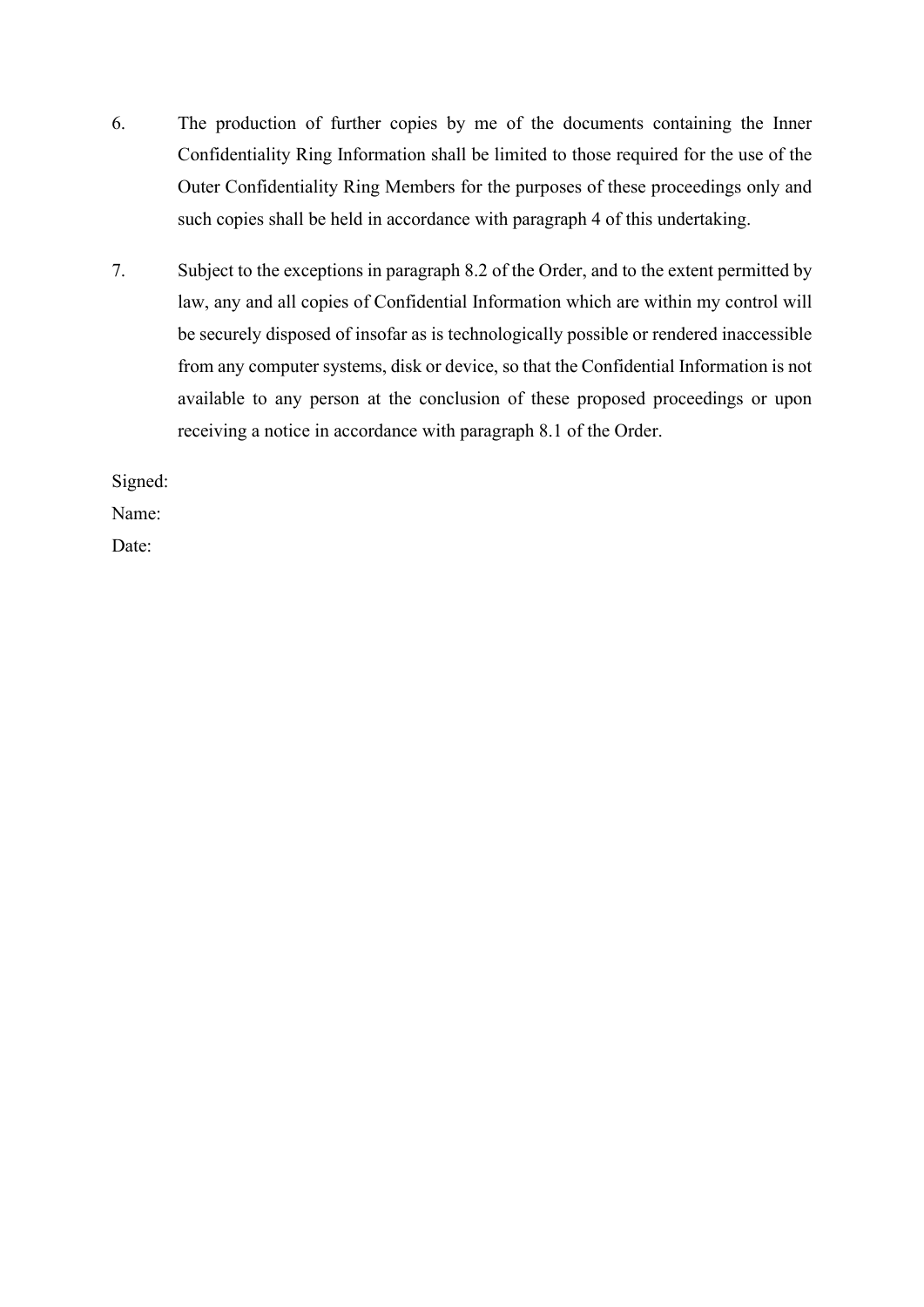6. The production of further copies by me of the documents containing the Inner Confidentiality Ring Information shall be limited to those required for the use of the Outer Confidentiality Ring Members for the purposes of these proceedings only and such copies shall be held in accordance with paragraph 4 of this undertaking.

7. Subject to the exceptions in paragraph 8.2 of the Order, and to the extent permitted by law, any and all copies of Confidential Information which are within my control will be securely disposed of insofar as is technologically possible or rendered inaccessible from any computer systems, disk or device, so that the Confidential Information is not available to any person at the conclusion of these proposed proceedings or upon receiving a notice in accordance with paragraph 8.1 of the Order.

Signed:

Name:

Date: